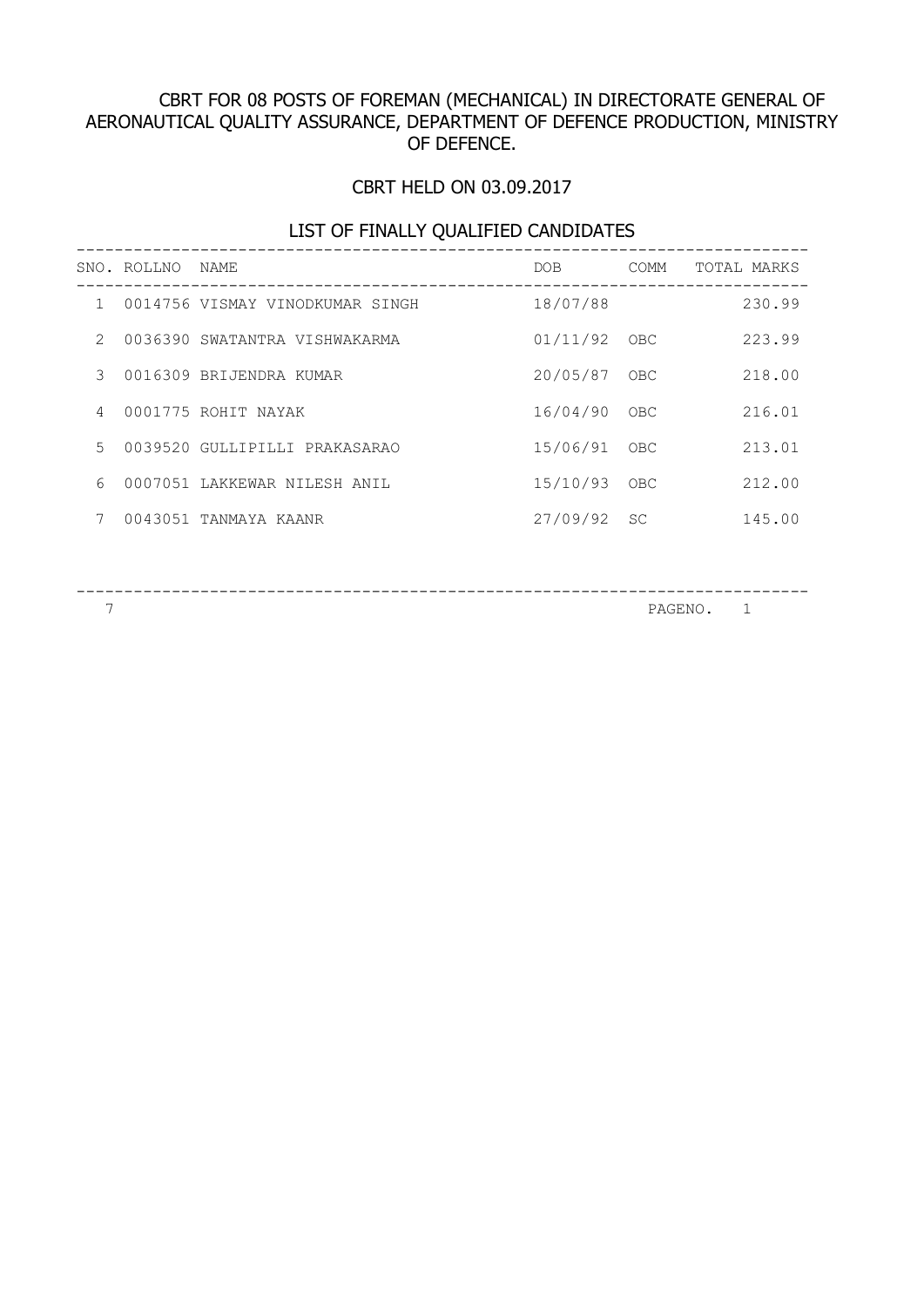# CBRT FOR 08 POSTS OF FOREMAN (MECHANICAL) IN DIRECTORATE GENERAL OF AERONAUTICAL QUALITY ASSURANCE, DEPARTMENT OF DEFENCE PRODUCTION, MINISTRY OF DEFENCE.

## CBRT HELD ON 03.09.2017

## LIST OF FINALLY QUALIFIED CANDIDATES

| SNO. | ROLLNO | NAME | DOB | COMM | TOTAL MARKS |
|---|---|---|---|---|---|
| 1 | 0014756 | VISMAY VINODKUMAR SINGH | 18/07/88 | | 230.99 |
| 2 | 0036390 | SWATANTRA VISHWAKARMA | 01/11/92 | OBC | 223.99 |
| 3 | 0016309 | BRIJENDRA KUMAR | 20/05/87 | OBC | 218.00 |
| 4 | 0001775 | ROHIT NAYAK | 16/04/90 | OBC | 216.01 |
| 5 | 0039520 | GULLIPILLI PRAKASARAO | 15/06/91 | OBC | 213.01 |
| 6 | 0007051 | LAKKEWAR NILESH ANIL | 15/10/93 | OBC | 212.00 |
| 7 | 0043051 | TANMAYA KAANR | 27/09/92 | SC | 145.00 |

7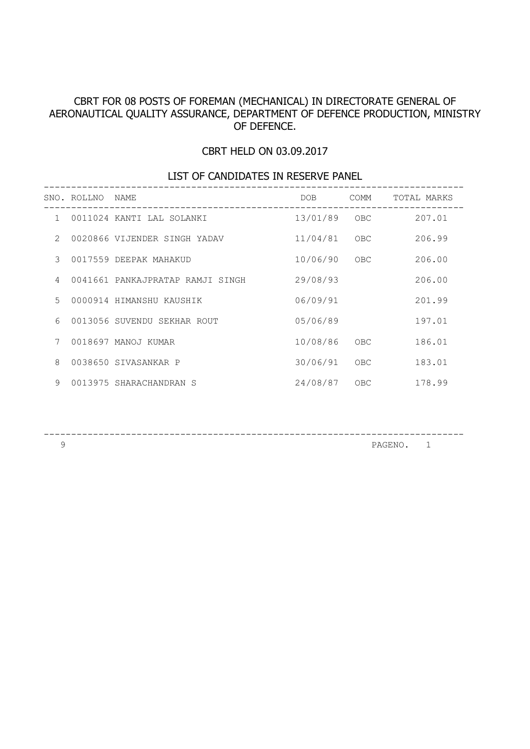# CBRT FOR 08 POSTS OF FOREMAN (MECHANICAL) IN DIRECTORATE GENERAL OF AERONAUTICAL QUALITY ASSURANCE, DEPARTMENT OF DEFENCE PRODUCTION, MINISTRY OF DEFENCE.

## CBRT HELD ON 03.09.2017

## LIST OF CANDIDATES IN RESERVE PANEL

| SNO. | ROLLNO | NAME | DOB | COMM | TOTAL MARKS |
|---|---|---|---|---|---|
| 1 | 0011024 | KANTI LAL SOLANKI | 13/01/89 | OBC | 207.01 |
| 2 | 0020866 | VIJENDER SINGH YADAV | 11/04/81 | OBC | 206.99 |
| 3 | 0017559 | DEEPAK MAHAKUD | 10/06/90 | OBC | 206.00 |
| 4 | 0041661 | PANKAJPRATAP RAMJI SINGH | 29/08/93 | | 206.00 |
| 5 | 0000914 | HIMANSHU KAUSHIK | 06/09/91 | | 201.99 |
| 6 | 0013056 | SUVENDU SEKHAR ROUT | 05/06/89 | | 197.01 |
| 7 | 0018697 | MANOJ KUMAR | 10/08/86 | OBC | 186.01 |
| 8 | 0038650 | SIVASANKAR P | 30/06/91 | OBC | 183.01 |
| 9 | 0013975 | SHARACHANDRAN S | 24/08/87 | OBC | 178.99 |

9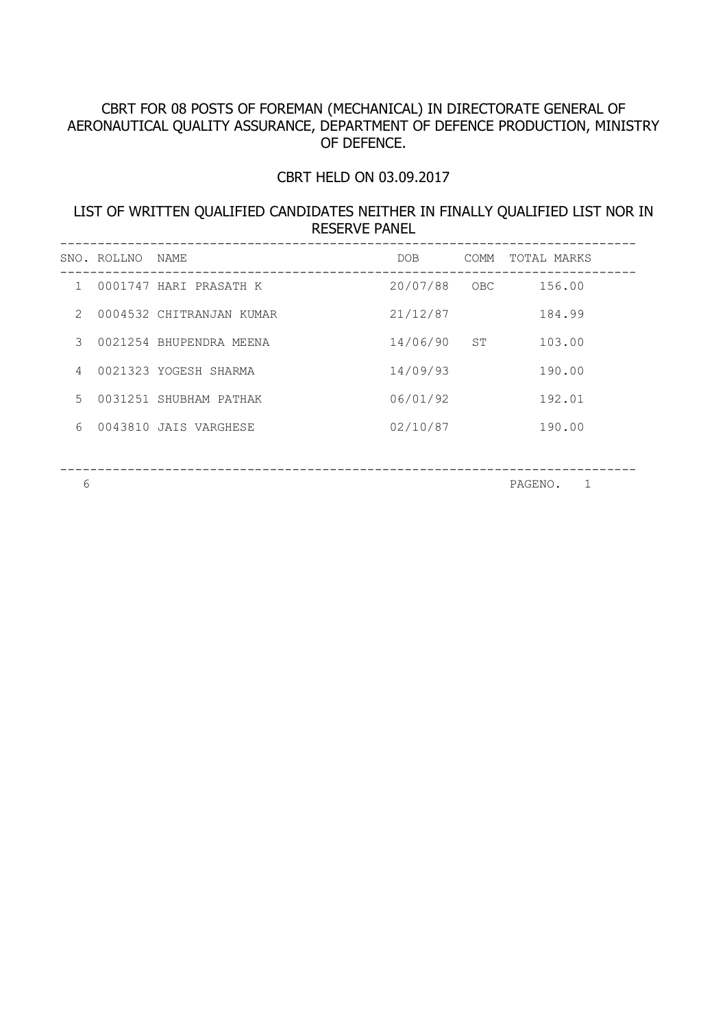CBRT FOR 08 POSTS OF FOREMAN (MECHANICAL) IN DIRECTORATE GENERAL OF AERONAUTICAL QUALITY ASSURANCE, DEPARTMENT OF DEFENCE PRODUCTION, MINISTRY OF DEFENCE.

CBRT HELD ON 03.09.2017

LIST OF WRITTEN QUALIFIED CANDIDATES NEITHER IN FINALLY QUALIFIED LIST NOR IN RESERVE PANEL

| SNO. | ROLLNO | NAME | DOB | COMM | TOTAL MARKS |
|---|---|---|---|---|---|
| 1 | 0001747 | HARI PRASATH K | 20/07/88 | OBC | 156.00 |
| 2 | 0004532 | CHITRANJAN KUMAR | 21/12/87 | | 184.99 |
| 3 | 0021254 | BHUPENDRA MEENA | 14/06/90 | ST | 103.00 |
| 4 | 0021323 | YOGESH SHARMA | 14/09/93 | | 190.00 |
| 5 | 0031251 | SHUBHAM PATHAK | 06/01/92 | | 192.01 |
| 6 | 0043810 | JAIS VARGHESE | 02/10/87 | | 190.00 |

6